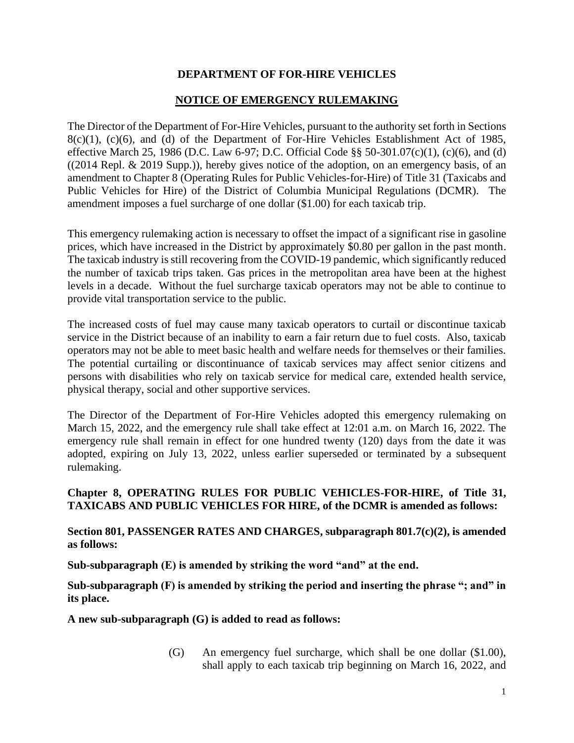**DEPARTMENT OF FOR-HIRE VEHICLES**

**NOTICE OF EMERGENCY RULEMAKING**

The Director of the Department of For-Hire Vehicles, pursuant to the authority set forth in Sections 8(c)(1), (c)(6), and (d) of the Department of For-Hire Vehicles Establishment Act of 1985, effective March 25, 1986 (D.C. Law 6-97; D.C. Official Code §§ 50-301.07(c)(1), (c)(6), and (d) ((2014 Repl. & 2019 Supp.)), hereby gives notice of the adoption, on an emergency basis, of an amendment to Chapter 8 (Operating Rules for Public Vehicles-for-Hire) of Title 31 (Taxicabs and Public Vehicles for Hire) of the District of Columbia Municipal Regulations (DCMR). The amendment imposes a fuel surcharge of one dollar ($1.00) for each taxicab trip.

This emergency rulemaking action is necessary to offset the impact of a significant rise in gasoline prices, which have increased in the District by approximately $0.80 per gallon in the past month. The taxicab industry is still recovering from the COVID-19 pandemic, which significantly reduced the number of taxicab trips taken. Gas prices in the metropolitan area have been at the highest levels in a decade. Without the fuel surcharge taxicab operators may not be able to continue to provide vital transportation service to the public.

The increased costs of fuel may cause many taxicab operators to curtail or discontinue taxicab service in the District because of an inability to earn a fair return due to fuel costs. Also, taxicab operators may not be able to meet basic health and welfare needs for themselves or their families. The potential curtailing or discontinuance of taxicab services may affect senior citizens and persons with disabilities who rely on taxicab service for medical care, extended health service, physical therapy, social and other supportive services.

The Director of the Department of For-Hire Vehicles adopted this emergency rulemaking on March 15, 2022, and the emergency rule shall take effect at 12:01 a.m. on March 16, 2022. The emergency rule shall remain in effect for one hundred twenty (120) days from the date it was adopted, expiring on July 13, 2022, unless earlier superseded or terminated by a subsequent rulemaking.

**Chapter 8, OPERATING RULES FOR PUBLIC VEHICLES-FOR-HIRE, of Title 31, TAXICABS AND PUBLIC VEHICLES FOR HIRE, of the DCMR is amended as follows:**

**Section 801, PASSENGER RATES AND CHARGES, subparagraph 801.7(c)(2), is amended as follows:**

**Sub-subparagraph (E) is amended by striking the word "and" at the end.**

**Sub-subparagraph (F) is amended by striking the period and inserting the phrase "; and" in its place.**

**A new sub-subparagraph (G) is added to read as follows:**

> (G) An emergency fuel surcharge, which shall be one dollar ($1.00), shall apply to each taxicab trip beginning on March 16, 2022, and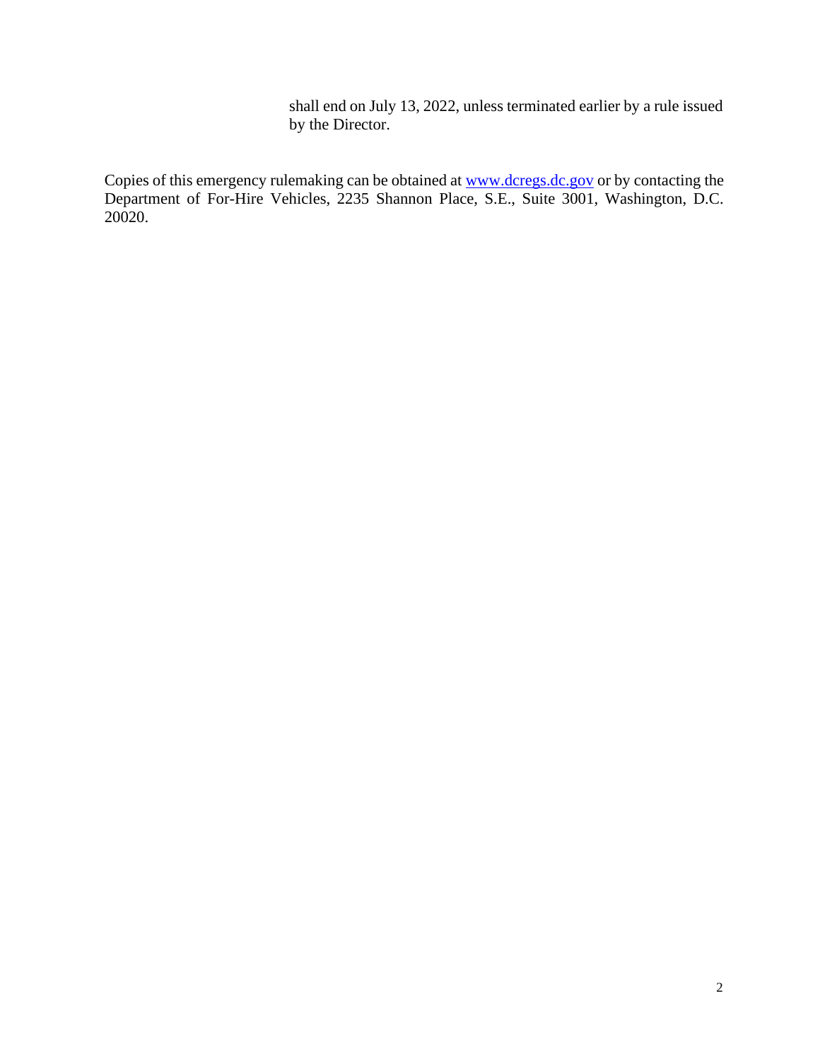shall end on July 13, 2022, unless terminated earlier by a rule issued by the Director.

Copies of this emergency rulemaking can be obtained at www.dcregs.dc.gov or by contacting the Department of For-Hire Vehicles, 2235 Shannon Place, S.E., Suite 3001, Washington, D.C. 20020.